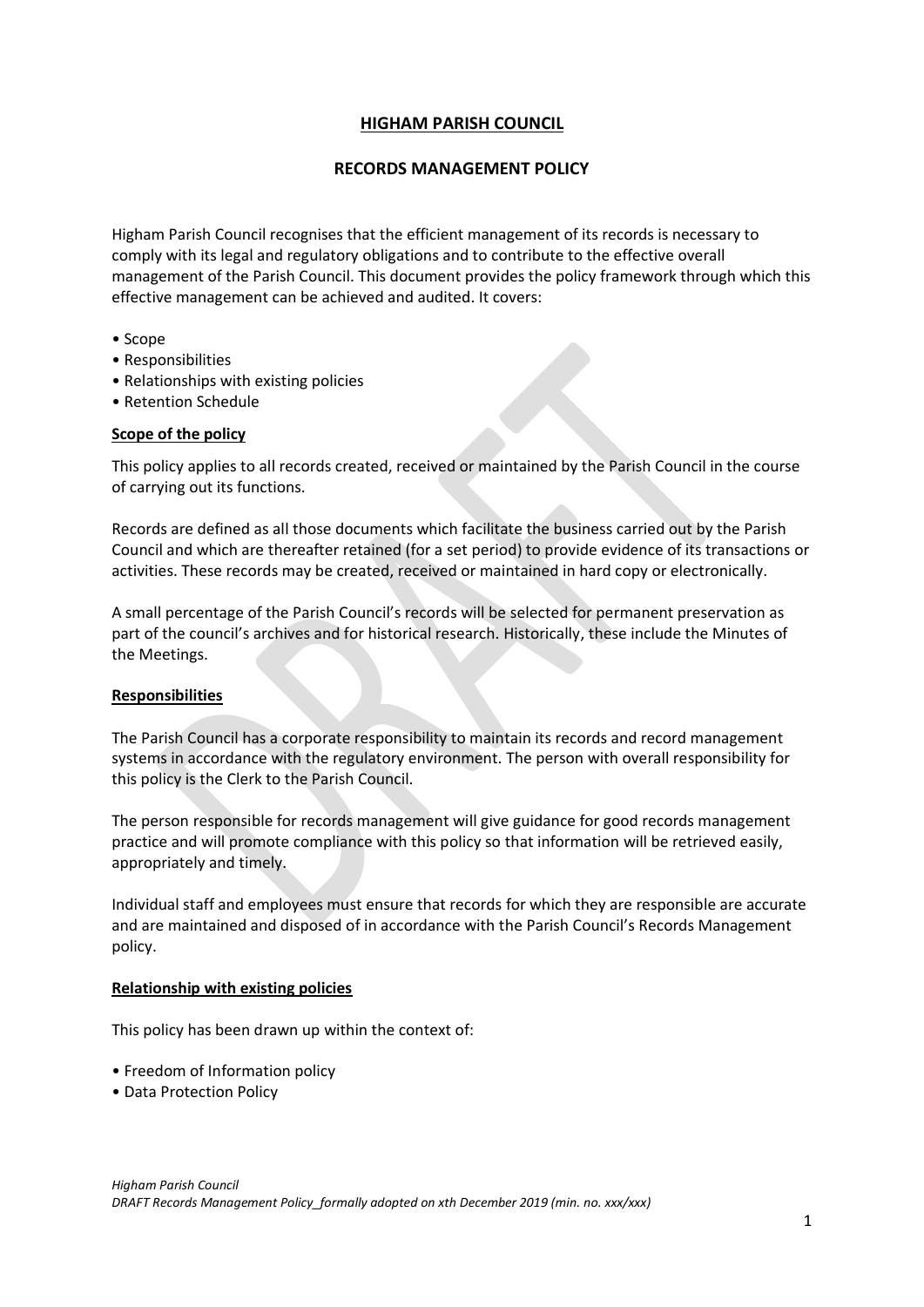# HIGHAM PARISH COUNCIL

## RECORDS MANAGEMENT POLICY

Higham Parish Council recognises that the efficient management of its records is necessary to comply with its legal and regulatory obligations and to contribute to the effective overall management of the Parish Council. This document provides the policy framework through which this effective management can be achieved and audited. It covers:

- Scope
- Responsibilities
- Relationships with existing policies
- Retention Schedule

### Scope of the policy

This policy applies to all records created, received or maintained by the Parish Council in the course of carrying out its functions.

Records are defined as all those documents which facilitate the business carried out by the Parish Council and which are thereafter retained (for a set period) to provide evidence of its transactions or activities. These records may be created, received or maintained in hard copy or electronically.

A small percentage of the Parish Council's records will be selected for permanent preservation as part of the council's archives and for historical research. Historically, these include the Minutes of the Meetings.

### Responsibilities

The Parish Council has a corporate responsibility to maintain its records and record management systems in accordance with the regulatory environment. The person with overall responsibility for this policy is the Clerk to the Parish Council.

The person responsible for records management will give guidance for good records management practice and will promote compliance with this policy so that information will be retrieved easily, appropriately and timely.

Individual staff and employees must ensure that records for which they are responsible are accurate and are maintained and disposed of in accordance with the Parish Council's Records Management policy.

### Relationship with existing policies

This policy has been drawn up within the context of:

- Freedom of Information policy
- Data Protection Policy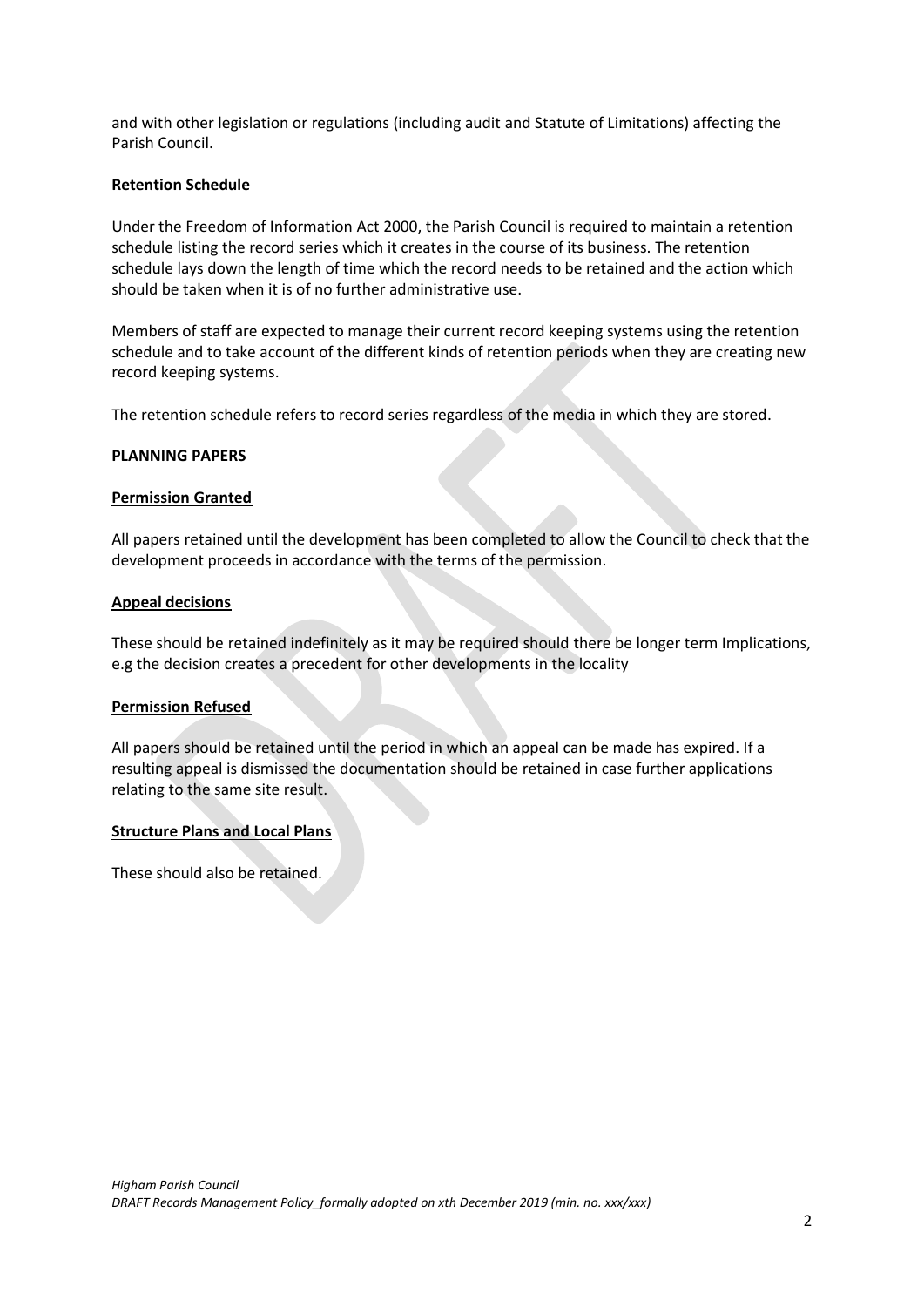and with other legislation or regulations (including audit and Statute of Limitations) affecting the Parish Council.

**Retention Schedule**

Under the Freedom of Information Act 2000, the Parish Council is required to maintain a retention schedule listing the record series which it creates in the course of its business. The retention schedule lays down the length of time which the record needs to be retained and the action which should be taken when it is of no further administrative use.

Members of staff are expected to manage their current record keeping systems using the retention schedule and to take account of the different kinds of retention periods when they are creating new record keeping systems.

The retention schedule refers to record series regardless of the media in which they are stored.

**PLANNING PAPERS**

**Permission Granted**

All papers retained until the development has been completed to allow the Council to check that the development proceeds in accordance with the terms of the permission.

**Appeal decisions**

These should be retained indefinitely as it may be required should there be longer term Implications, e.g the decision creates a precedent for other developments in the locality

**Permission Refused**

All papers should be retained until the period in which an appeal can be made has expired. If a resulting appeal is dismissed the documentation should be retained in case further applications relating to the same site result.

**Structure Plans and Local Plans**

These should also be retained.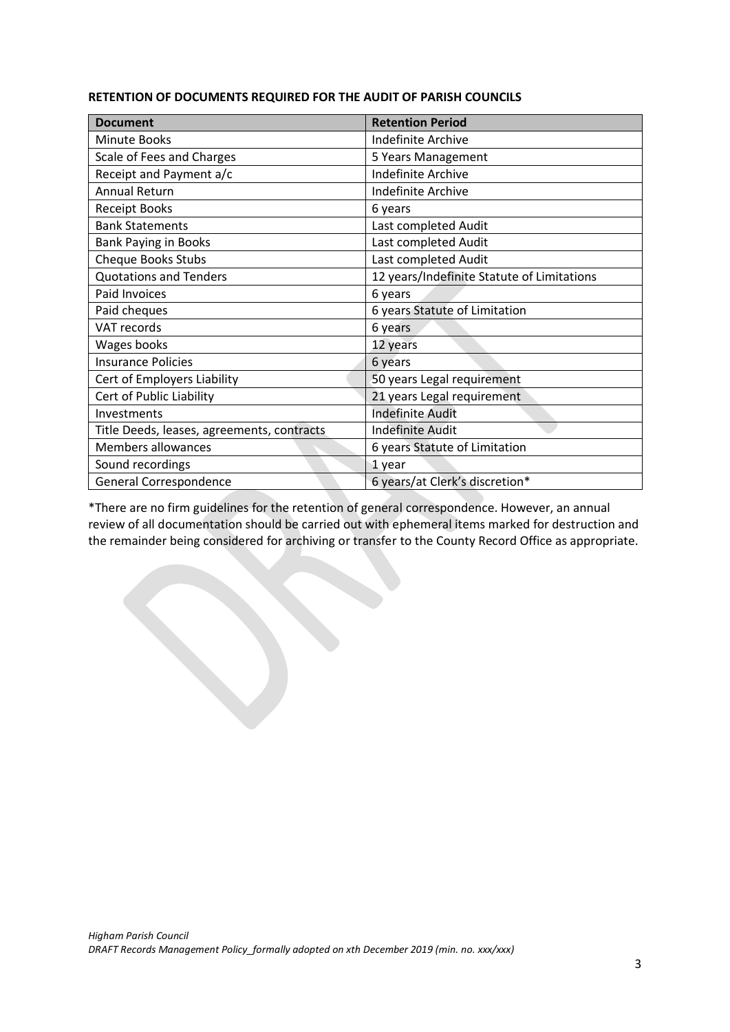**RETENTION OF DOCUMENTS REQUIRED FOR THE AUDIT OF PARISH COUNCILS**

| Document | Retention Period |
|---|---|
| Minute Books | Indefinite Archive |
| Scale of Fees and Charges | 5 Years Management |
| Receipt and Payment a/c | Indefinite Archive |
| Annual Return | Indefinite Archive |
| Receipt Books | 6 years |
| Bank Statements | Last completed Audit |
| Bank Paying in Books | Last completed Audit |
| Cheque Books Stubs | Last completed Audit |
| Quotations and Tenders | 12 years/Indefinite Statute of Limitations |
| Paid Invoices | 6 years |
| Paid cheques | 6 years Statute of Limitation |
| VAT records | 6 years |
| Wages books | 12 years |
| Insurance Policies | 6 years |
| Cert of Employers Liability | 50 years Legal requirement |
| Cert of Public Liability | 21 years Legal requirement |
| Investments | Indefinite Audit |
| Title Deeds, leases, agreements, contracts | Indefinite Audit |
| Members allowances | 6 years Statute of Limitation |
| Sound recordings | 1 year |
| General Correspondence | 6 years/at Clerk's discretion* |

*There are no firm guidelines for the retention of general correspondence. However, an annual review of all documentation should be carried out with ephemeral items marked for destruction and the remainder being considered for archiving or transfer to the County Record Office as appropriate.

*Higham Parish Council*
*DRAFT Records Management Policy_formally adopted on xth December 2019 (min. no. xxx/xxx)*